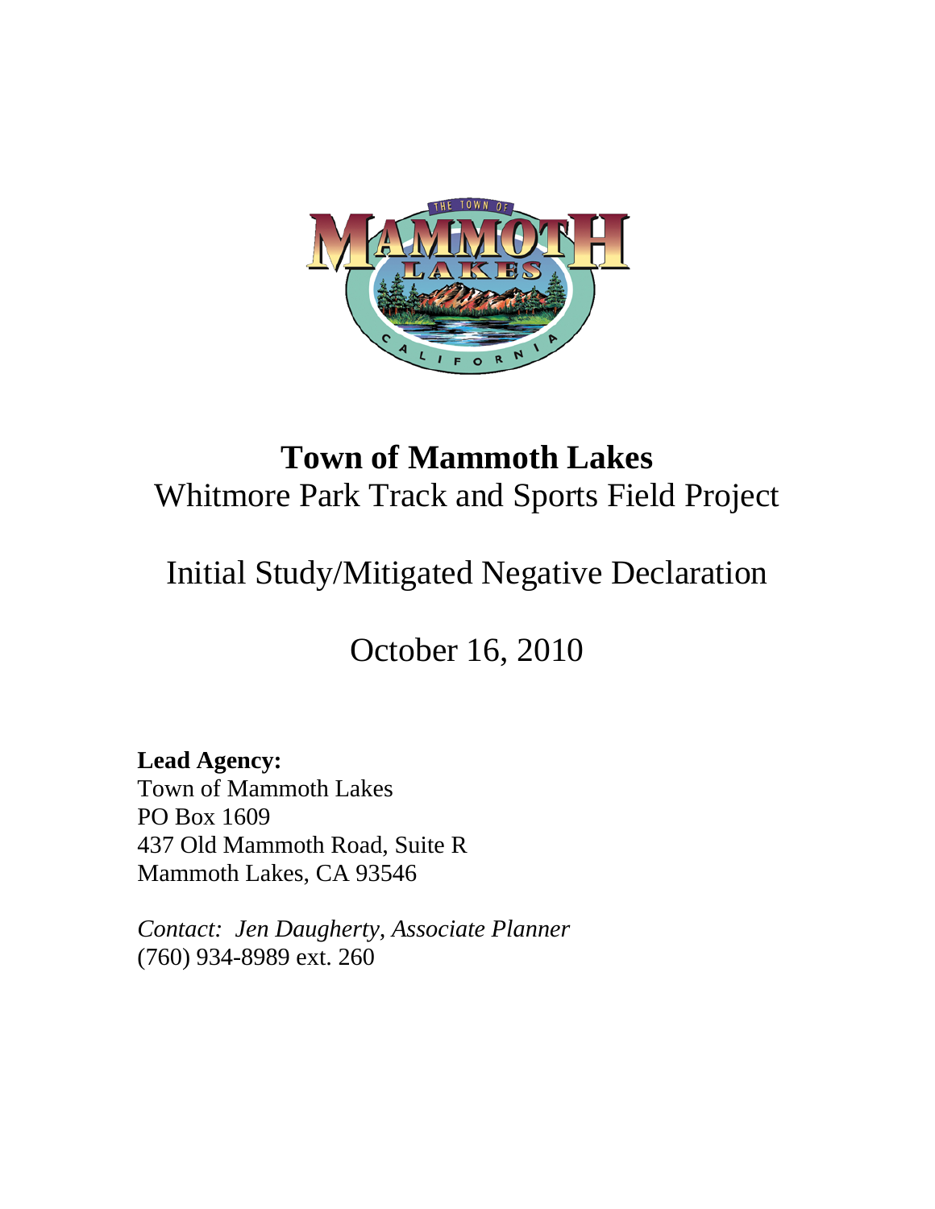# Town of Mammoth Lakes

## Whitmore Park Track and Sports Field Project

## Initial Study/Mitigated Negative Declaration

October 16, 2010

**Lead Agency:**
Town of Mammoth Lakes
PO Box 1609
437 Old Mammoth Road, Suite R
Mammoth Lakes, CA 93546

*Contact: Jen Daugherty, Associate Planner*
(760) 934-8989 ext. 260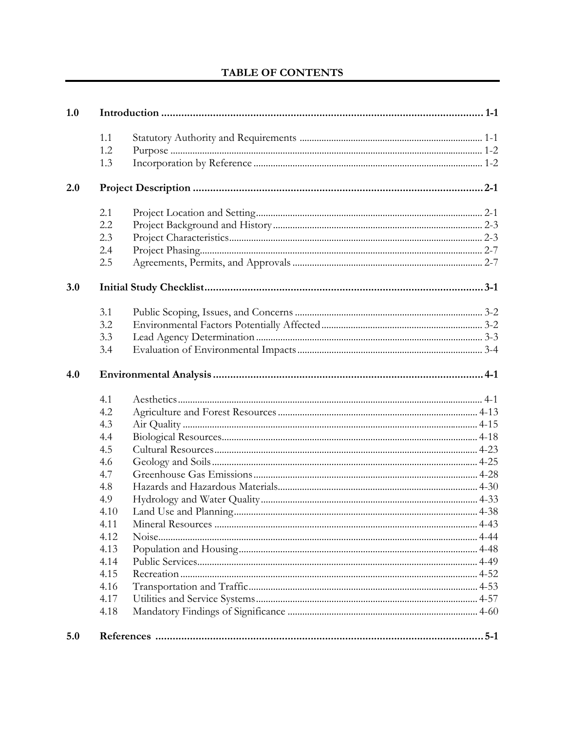# TABLE OF CONTENTS

| | | |
|---|---|---|
| **1.0** | **Introduction** | **1-1** |
| 1.1 | Statutory Authority and Requirements | 1-1 |
| 1.2 | Purpose | 1-2 |
| 1.3 | Incorporation by Reference | 1-2 |
| **2.0** | **Project Description** | **2-1** |
| 2.1 | Project Location and Setting | 2-1 |
| 2.2 | Project Background and History | 2-3 |
| 2.3 | Project Characteristics | 2-3 |
| 2.4 | Project Phasing | 2-7 |
| 2.5 | Agreements, Permits, and Approvals | 2-7 |
| **3.0** | **Initial Study Checklist** | **3-1** |
| 3.1 | Public Scoping, Issues, and Concerns | 3-2 |
| 3.2 | Environmental Factors Potentially Affected | 3-2 |
| 3.3 | Lead Agency Determination | 3-3 |
| 3.4 | Evaluation of Environmental Impacts | 3-4 |
| **4.0** | **Environmental Analysis** | **4-1** |
| 4.1 | Aesthetics | 4-1 |
| 4.2 | Agriculture and Forest Resources | 4-13 |
| 4.3 | Air Quality | 4-15 |
| 4.4 | Biological Resources | 4-18 |
| 4.5 | Cultural Resources | 4-23 |
| 4.6 | Geology and Soils | 4-25 |
| 4.7 | Greenhouse Gas Emissions | 4-28 |
| 4.8 | Hazards and Hazardous Materials | 4-30 |
| 4.9 | Hydrology and Water Quality | 4-33 |
| 4.10 | Land Use and Planning | 4-38 |
| 4.11 | Mineral Resources | 4-43 |
| 4.12 | Noise | 4-44 |
| 4.13 | Population and Housing | 4-48 |
| 4.14 | Public Services | 4-49 |
| 4.15 | Recreation | 4-52 |
| 4.16 | Transportation and Traffic | 4-53 |
| 4.17 | Utilities and Service Systems | 4-57 |
| 4.18 | Mandatory Findings of Significance | 4-60 |
| **5.0** | **References** | **5-1** |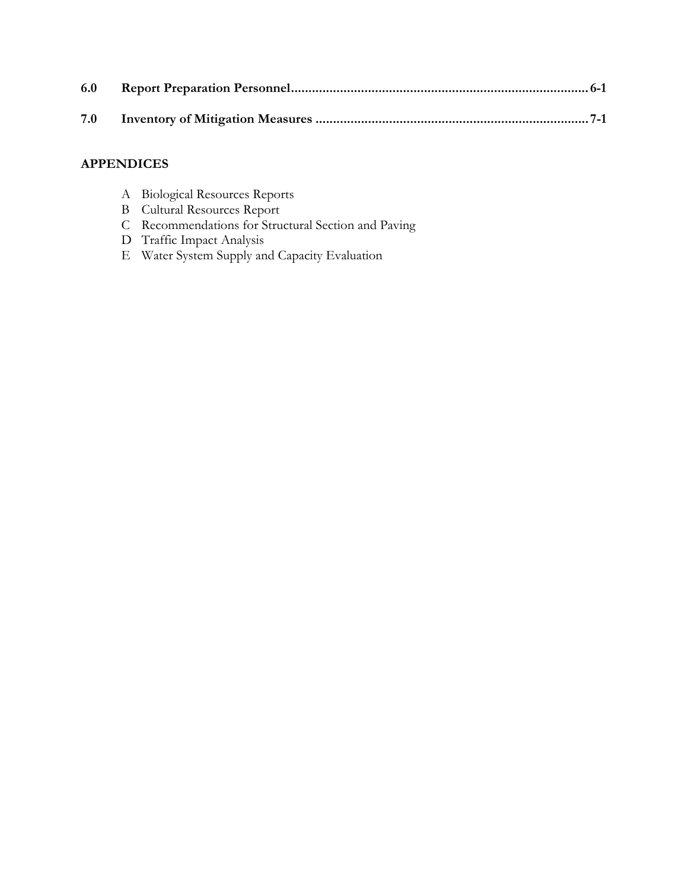**6.0 Report Preparation Personnel...................................................................................... 6-1**

**7.0 Inventory of Mitigation Measures ............................................................................. 7-1**

**APPENDICES**

A Biological Resources Reports
B Cultural Resources Report
C Recommendations for Structural Section and Paving
D Traffic Impact Analysis
E Water System Supply and Capacity Evaluation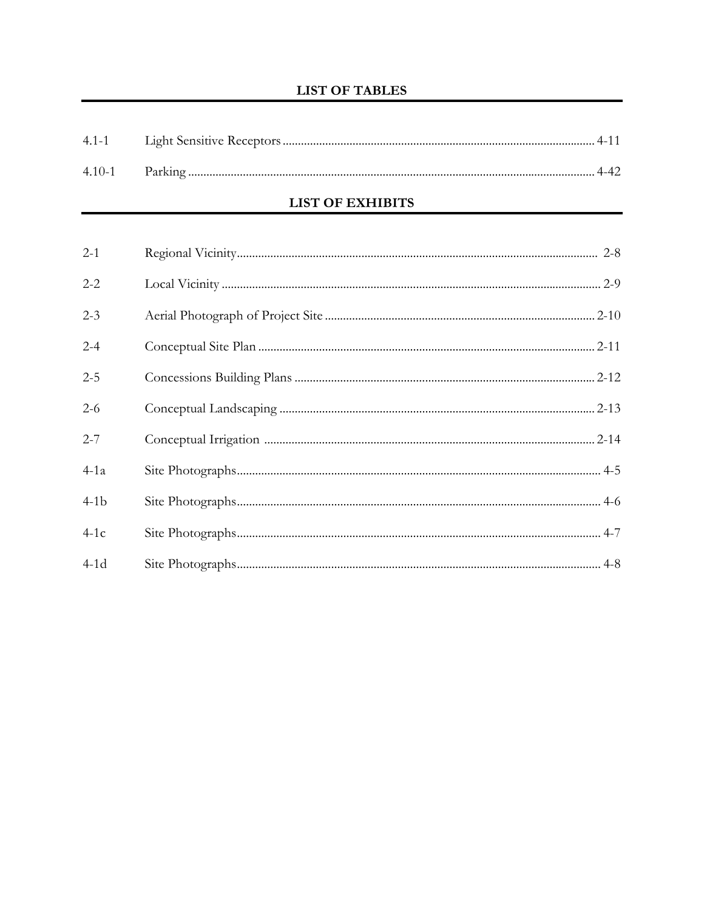## LIST OF TABLES

| | | |
|---|---|---|
| 4.1-1 | Light Sensitive Receptors | 4-11 |
| 4.10-1 | Parking | 4-42 |

## LIST OF EXHIBITS

| | | |
|---|---|---|
| 2-1 | Regional Vicinity | 2-8 |
| 2-2 | Local Vicinity | 2-9 |
| 2-3 | Aerial Photograph of Project Site | 2-10 |
| 2-4 | Conceptual Site Plan | 2-11 |
| 2-5 | Concessions Building Plans | 2-12 |
| 2-6 | Conceptual Landscaping | 2-13 |
| 2-7 | Conceptual Irrigation | 2-14 |
| 4-1a | Site Photographs | 4-5 |
| 4-1b | Site Photographs | 4-6 |
| 4-1c | Site Photographs | 4-7 |
| 4-1d | Site Photographs | 4-8 |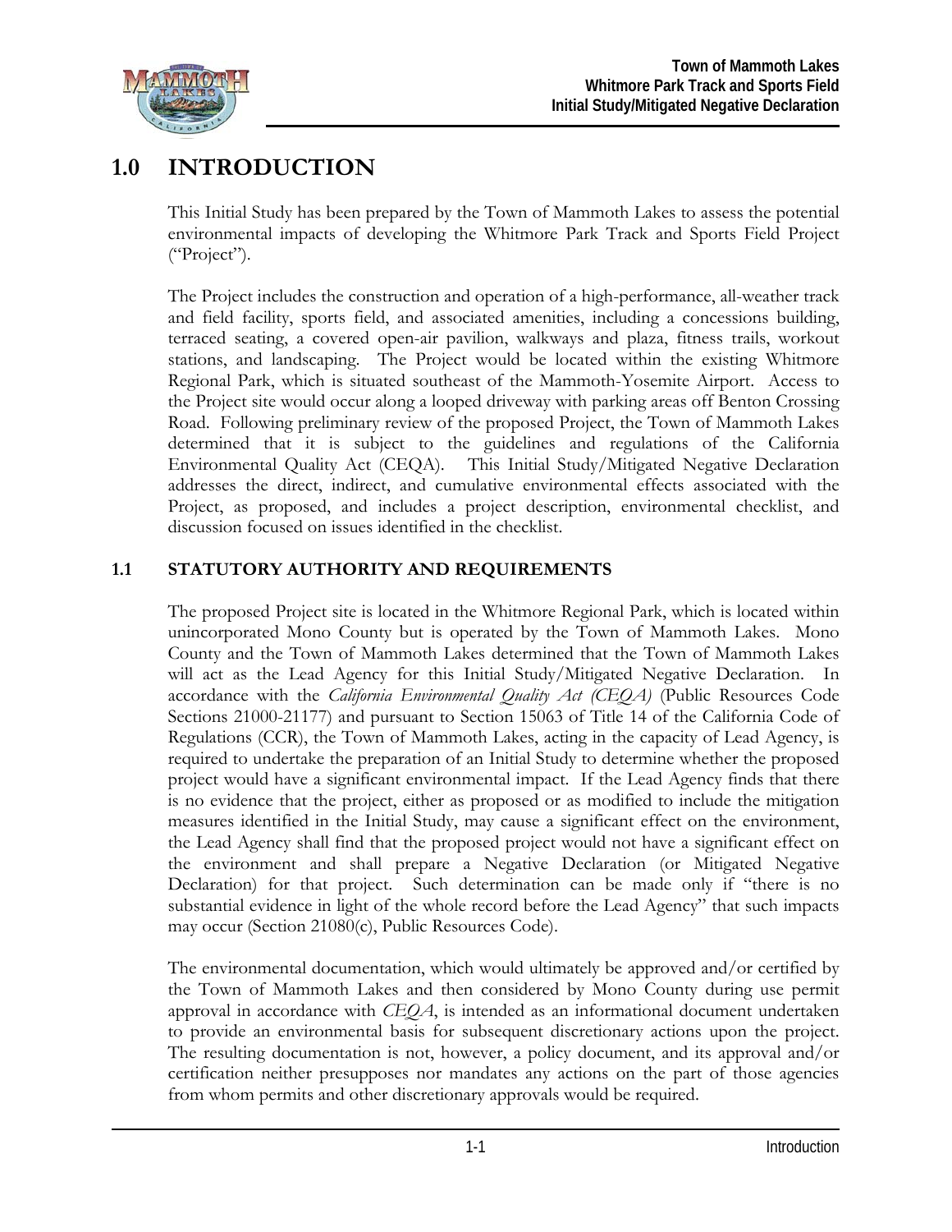# 1.0 INTRODUCTION

This Initial Study has been prepared by the Town of Mammoth Lakes to assess the potential environmental impacts of developing the Whitmore Park Track and Sports Field Project ("Project").

The Project includes the construction and operation of a high-performance, all-weather track and field facility, sports field, and associated amenities, including a concessions building, terraced seating, a covered open-air pavilion, walkways and plaza, fitness trails, workout stations, and landscaping. The Project would be located within the existing Whitmore Regional Park, which is situated southeast of the Mammoth-Yosemite Airport. Access to the Project site would occur along a looped driveway with parking areas off Benton Crossing Road. Following preliminary review of the proposed Project, the Town of Mammoth Lakes determined that it is subject to the guidelines and regulations of the California Environmental Quality Act (CEQA). This Initial Study/Mitigated Negative Declaration addresses the direct, indirect, and cumulative environmental effects associated with the Project, as proposed, and includes a project description, environmental checklist, and discussion focused on issues identified in the checklist.

## 1.1 STATUTORY AUTHORITY AND REQUIREMENTS

The proposed Project site is located in the Whitmore Regional Park, which is located within unincorporated Mono County but is operated by the Town of Mammoth Lakes. Mono County and the Town of Mammoth Lakes determined that the Town of Mammoth Lakes will act as the Lead Agency for this Initial Study/Mitigated Negative Declaration. In accordance with the *California Environmental Quality Act (CEQA)* (Public Resources Code Sections 21000-21177) and pursuant to Section 15063 of Title 14 of the California Code of Regulations (CCR), the Town of Mammoth Lakes, acting in the capacity of Lead Agency, is required to undertake the preparation of an Initial Study to determine whether the proposed project would have a significant environmental impact. If the Lead Agency finds that there is no evidence that the project, either as proposed or as modified to include the mitigation measures identified in the Initial Study, may cause a significant effect on the environment, the Lead Agency shall find that the proposed project would not have a significant effect on the environment and shall prepare a Negative Declaration (or Mitigated Negative Declaration) for that project. Such determination can be made only if "there is no substantial evidence in light of the whole record before the Lead Agency" that such impacts may occur (Section 21080(c), Public Resources Code).

The environmental documentation, which would ultimately be approved and/or certified by the Town of Mammoth Lakes and then considered by Mono County during use permit approval in accordance with *CEQA*, is intended as an informational document undertaken to provide an environmental basis for subsequent discretionary actions upon the project. The resulting documentation is not, however, a policy document, and its approval and/or certification neither presupposes nor mandates any actions on the part of those agencies from whom permits and other discretionary approvals would be required.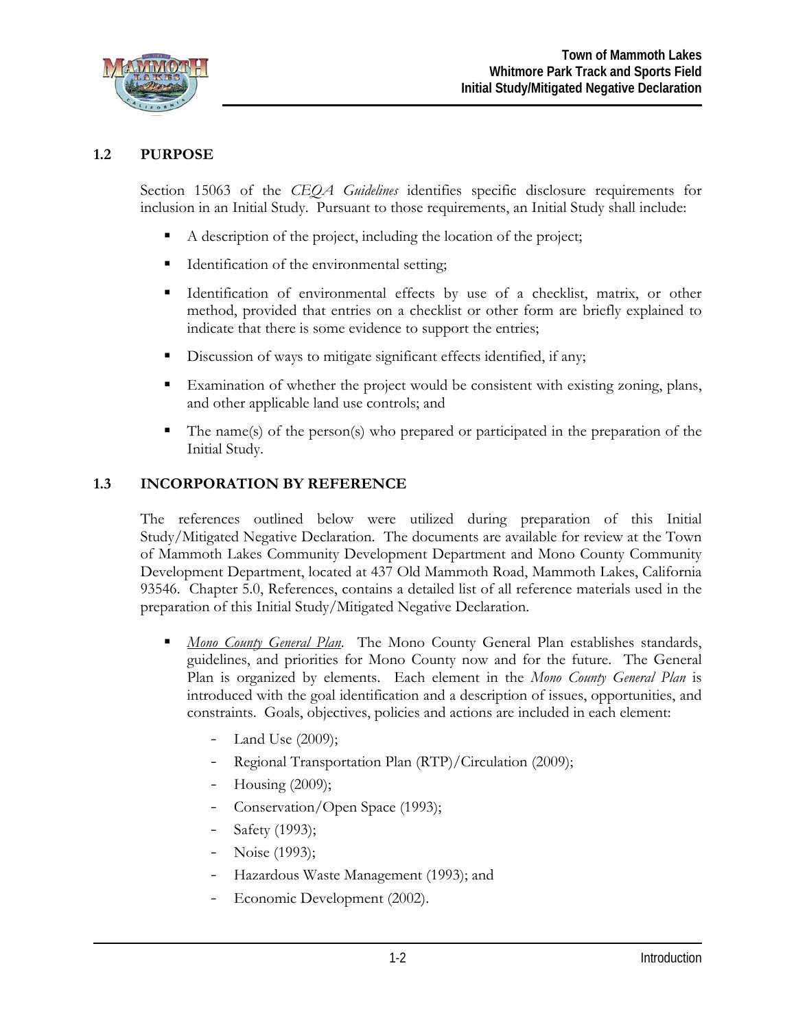## 1.2 PURPOSE

Section 15063 of the *CEQA Guidelines* identifies specific disclosure requirements for inclusion in an Initial Study. Pursuant to those requirements, an Initial Study shall include:

- A description of the project, including the location of the project;
- Identification of the environmental setting;
- Identification of environmental effects by use of a checklist, matrix, or other method, provided that entries on a checklist or other form are briefly explained to indicate that there is some evidence to support the entries;
- Discussion of ways to mitigate significant effects identified, if any;
- Examination of whether the project would be consistent with existing zoning, plans, and other applicable land use controls; and
- The name(s) of the person(s) who prepared or participated in the preparation of the Initial Study.

## 1.3 INCORPORATION BY REFERENCE

The references outlined below were utilized during preparation of this Initial Study/Mitigated Negative Declaration. The documents are available for review at the Town of Mammoth Lakes Community Development Department and Mono County Community Development Department, located at 437 Old Mammoth Road, Mammoth Lakes, California 93546. Chapter 5.0, References, contains a detailed list of all reference materials used in the preparation of this Initial Study/Mitigated Negative Declaration.

- *Mono County General Plan*. The Mono County General Plan establishes standards, guidelines, and priorities for Mono County now and for the future. The General Plan is organized by elements. Each element in the *Mono County General Plan* is introduced with the goal identification and a description of issues, opportunities, and constraints. Goals, objectives, policies and actions are included in each element:
  - Land Use (2009);
  - Regional Transportation Plan (RTP)/Circulation (2009);
  - Housing (2009);
  - Conservation/Open Space (1993);
  - Safety (1993);
  - Noise (1993);
  - Hazardous Waste Management (1993); and
  - Economic Development (2002).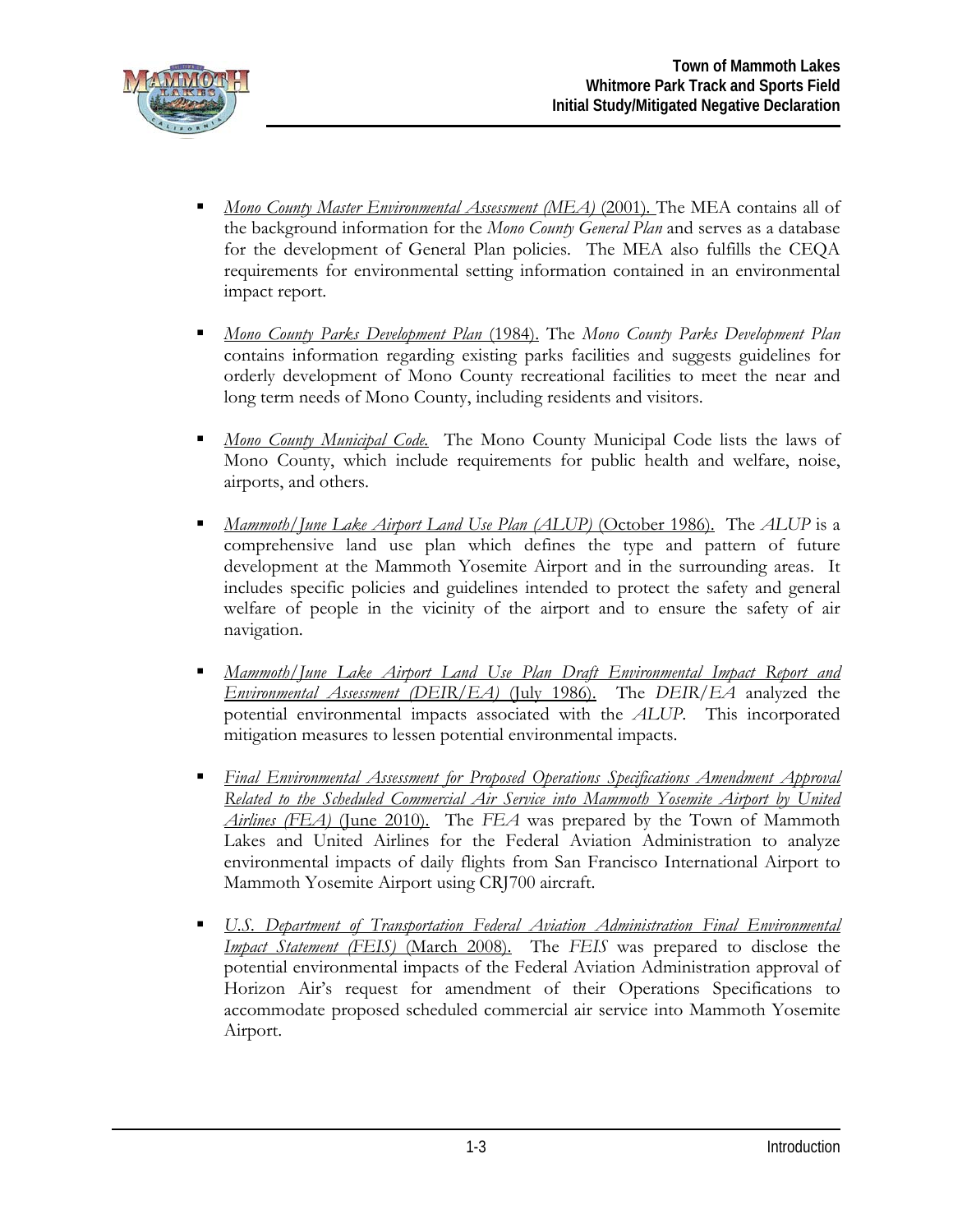- *Mono County Master Environmental Assessment (MEA)* (2001). The MEA contains all of the background information for the *Mono County General Plan* and serves as a database for the development of General Plan policies. The MEA also fulfills the CEQA requirements for environmental setting information contained in an environmental impact report.

- *Mono County Parks Development Plan* (1984). The *Mono County Parks Development Plan* contains information regarding existing parks facilities and suggests guidelines for orderly development of Mono County recreational facilities to meet the near and long term needs of Mono County, including residents and visitors.

- *Mono County Municipal Code.* The Mono County Municipal Code lists the laws of Mono County, which include requirements for public health and welfare, noise, airports, and others.

- *Mammoth/June Lake Airport Land Use Plan (ALUP)* (October 1986). The *ALUP* is a comprehensive land use plan which defines the type and pattern of future development at the Mammoth Yosemite Airport and in the surrounding areas. It includes specific policies and guidelines intended to protect the safety and general welfare of people in the vicinity of the airport and to ensure the safety of air navigation.

- *Mammoth/June Lake Airport Land Use Plan Draft Environmental Impact Report and Environmental Assessment (DEIR/EA)* (July 1986). The *DEIR/EA* analyzed the potential environmental impacts associated with the *ALUP*. This incorporated mitigation measures to lessen potential environmental impacts.

- *Final Environmental Assessment for Proposed Operations Specifications Amendment Approval Related to the Scheduled Commercial Air Service into Mammoth Yosemite Airport by United Airlines (FEA)* (June 2010). The *FEA* was prepared by the Town of Mammoth Lakes and United Airlines for the Federal Aviation Administration to analyze environmental impacts of daily flights from San Francisco International Airport to Mammoth Yosemite Airport using CRJ700 aircraft.

- *U.S. Department of Transportation Federal Aviation Administration Final Environmental Impact Statement (FEIS)* (March 2008). The *FEIS* was prepared to disclose the potential environmental impacts of the Federal Aviation Administration approval of Horizon Air's request for amendment of their Operations Specifications to accommodate proposed scheduled commercial air service into Mammoth Yosemite Airport.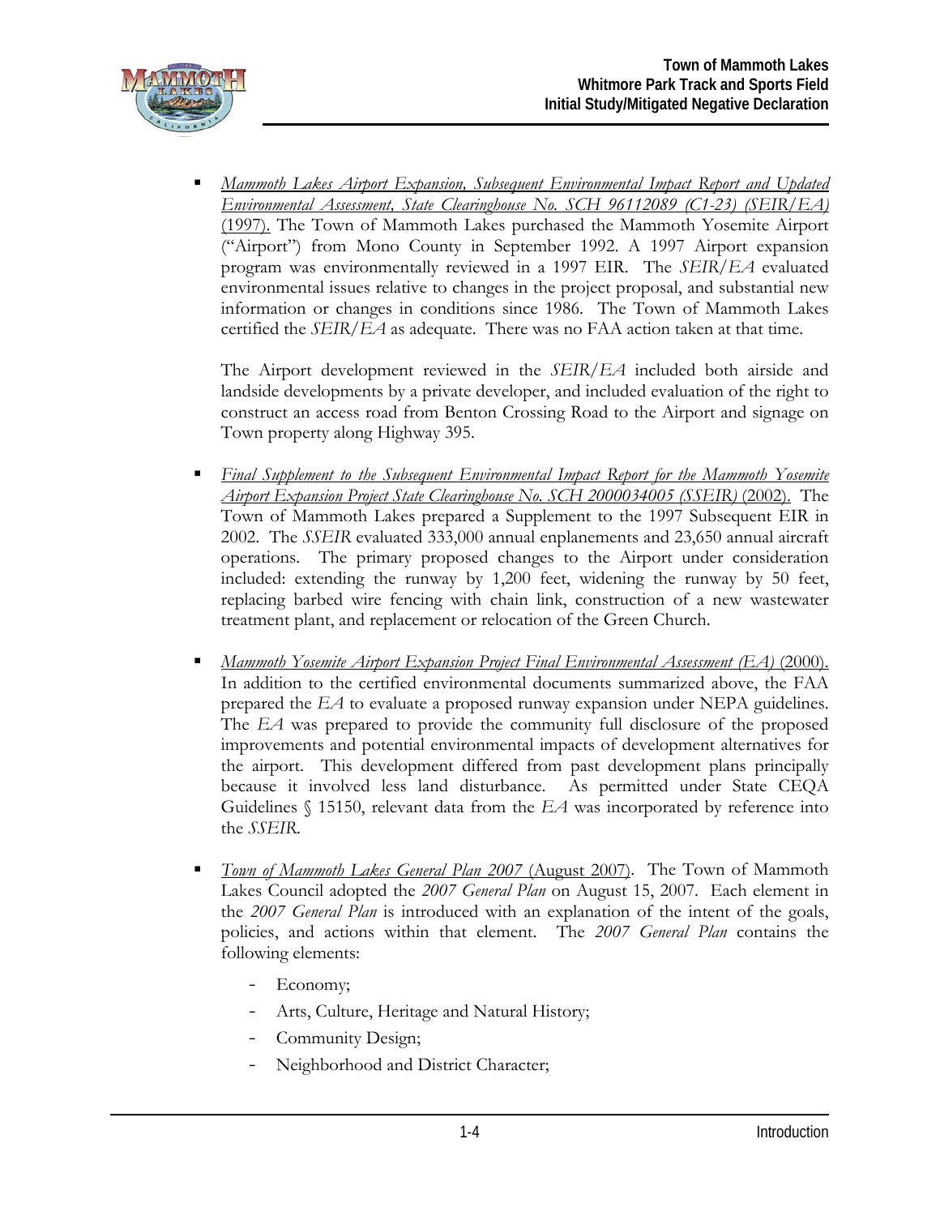- *Mammoth Lakes Airport Expansion, Subsequent Environmental Impact Report and Updated Environmental Assessment, State Clearinghouse No. SCH 96112089 (C1-23) (SEIR/EA)* (1997). The Town of Mammoth Lakes purchased the Mammoth Yosemite Airport ("Airport") from Mono County in September 1992. A 1997 Airport expansion program was environmentally reviewed in a 1997 EIR. The *SEIR/EA* evaluated environmental issues relative to changes in the project proposal, and substantial new information or changes in conditions since 1986. The Town of Mammoth Lakes certified the *SEIR/EA* as adequate. There was no FAA action taken at that time.

  The Airport development reviewed in the *SEIR/EA* included both airside and landside developments by a private developer, and included evaluation of the right to construct an access road from Benton Crossing Road to the Airport and signage on Town property along Highway 395.

- *Final Supplement to the Subsequent Environmental Impact Report for the Mammoth Yosemite Airport Expansion Project State Clearinghouse No. SCH 2000034005 (SSEIR)* (2002). The Town of Mammoth Lakes prepared a Supplement to the 1997 Subsequent EIR in 2002. The *SSEIR* evaluated 333,000 annual enplanements and 23,650 annual aircraft operations. The primary proposed changes to the Airport under consideration included: extending the runway by 1,200 feet, widening the runway by 50 feet, replacing barbed wire fencing with chain link, construction of a new wastewater treatment plant, and replacement or relocation of the Green Church.

- *Mammoth Yosemite Airport Expansion Project Final Environmental Assessment (EA)* (2000). In addition to the certified environmental documents summarized above, the FAA prepared the *EA* to evaluate a proposed runway expansion under NEPA guidelines. The *EA* was prepared to provide the community full disclosure of the proposed improvements and potential environmental impacts of development alternatives for the airport. This development differed from past development plans principally because it involved less land disturbance. As permitted under State CEQA Guidelines § 15150, relevant data from the *EA* was incorporated by reference into the *SSEIR*.

- *Town of Mammoth Lakes General Plan 2007* (August 2007). The Town of Mammoth Lakes Council adopted the *2007 General Plan* on August 15, 2007. Each element in the *2007 General Plan* is introduced with an explanation of the intent of the goals, policies, and actions within that element. The *2007 General Plan* contains the following elements:
  - Economy;
  - Arts, Culture, Heritage and Natural History;
  - Community Design;
  - Neighborhood and District Character;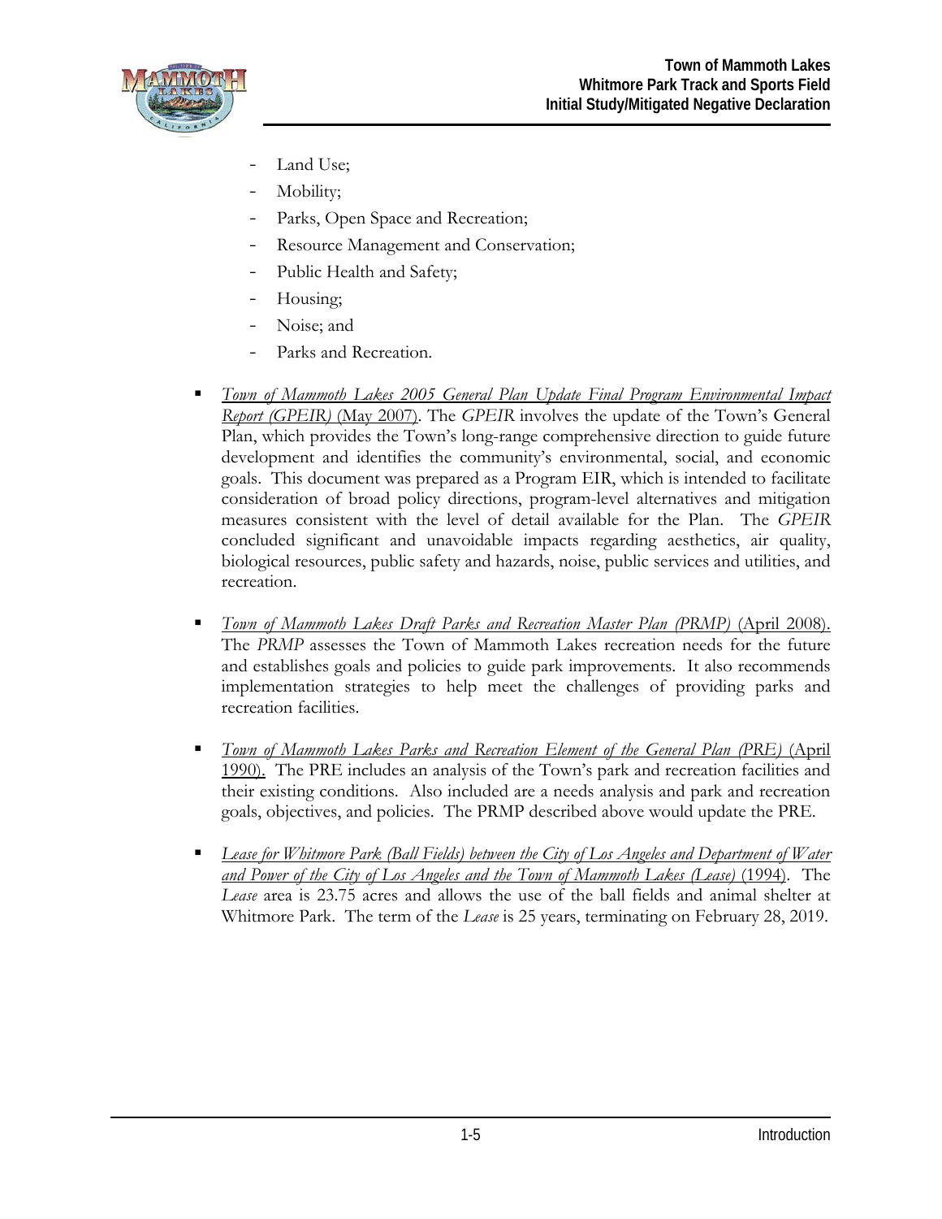- Land Use;
- Mobility;
- Parks, Open Space and Recreation;
- Resource Management and Conservation;
- Public Health and Safety;
- Housing;
- Noise; and
- Parks and Recreation.

- *Town of Mammoth Lakes 2005 General Plan Update Final Program Environmental Impact Report (GPEIR)* (May 2007). The *GPEIR* involves the update of the Town's General Plan, which provides the Town's long-range comprehensive direction to guide future development and identifies the community's environmental, social, and economic goals. This document was prepared as a Program EIR, which is intended to facilitate consideration of broad policy directions, program-level alternatives and mitigation measures consistent with the level of detail available for the Plan. The *GPEIR* concluded significant and unavoidable impacts regarding aesthetics, air quality, biological resources, public safety and hazards, noise, public services and utilities, and recreation.

- *Town of Mammoth Lakes Draft Parks and Recreation Master Plan (PRMP)* (April 2008). The *PRMP* assesses the Town of Mammoth Lakes recreation needs for the future and establishes goals and policies to guide park improvements. It also recommends implementation strategies to help meet the challenges of providing parks and recreation facilities.

- *Town of Mammoth Lakes Parks and Recreation Element of the General Plan (PRE)* (April 1990). The PRE includes an analysis of the Town's park and recreation facilities and their existing conditions. Also included are a needs analysis and park and recreation goals, objectives, and policies. The PRMP described above would update the PRE.

- *Lease for Whitmore Park (Ball Fields) between the City of Los Angeles and Department of Water and Power of the City of Los Angeles and the Town of Mammoth Lakes (Lease)* (1994). The *Lease* area is 23.75 acres and allows the use of the ball fields and animal shelter at Whitmore Park. The term of the *Lease* is 25 years, terminating on February 28, 2019.